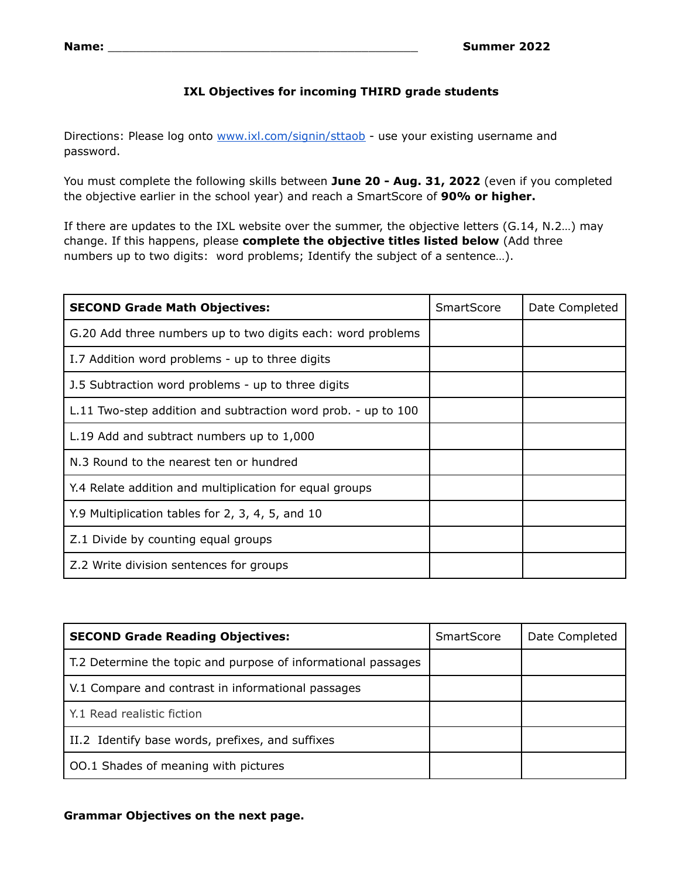**Name:** ____________________________________________ **Summer 2022**

**IXL Objectives for incoming THIRD grade students**

Directions: Please log onto www.ixl.com/signin/sttaob - use your existing username and password.

You must complete the following skills between **June 20 - Aug. 31, 2022** (even if you completed the objective earlier in the school year) and reach a SmartScore of **90% or higher.**

If there are updates to the IXL website over the summer, the objective letters (G.14, N.2…) may change. If this happens, please **complete the objective titles listed below** (Add three numbers up to two digits: word problems; Identify the subject of a sentence…).

| **SECOND Grade Math Objectives:** | SmartScore | Date Completed |
|---|---|---|
| G.20 Add three numbers up to two digits each: word problems | | |
| I.7 Addition word problems - up to three digits | | |
| J.5 Subtraction word problems - up to three digits | | |
| L.11 Two-step addition and subtraction word prob. - up to 100 | | |
| L.19 Add and subtract numbers up to 1,000 | | |
| N.3 Round to the nearest ten or hundred | | |
| Y.4 Relate addition and multiplication for equal groups | | |
| Y.9 Multiplication tables for 2, 3, 4, 5, and 10 | | |
| Z.1 Divide by counting equal groups | | |
| Z.2 Write division sentences for groups | | |

| **SECOND Grade Reading Objectives:** | SmartScore | Date Completed |
|---|---|---|
| T.2 Determine the topic and purpose of informational passages | | |
| V.1 Compare and contrast in informational passages | | |
| Y.1 Read realistic fiction | | |
| II.2 Identify base words, prefixes, and suffixes | | |
| OO.1 Shades of meaning with pictures | | |

**Grammar Objectives on the next page.**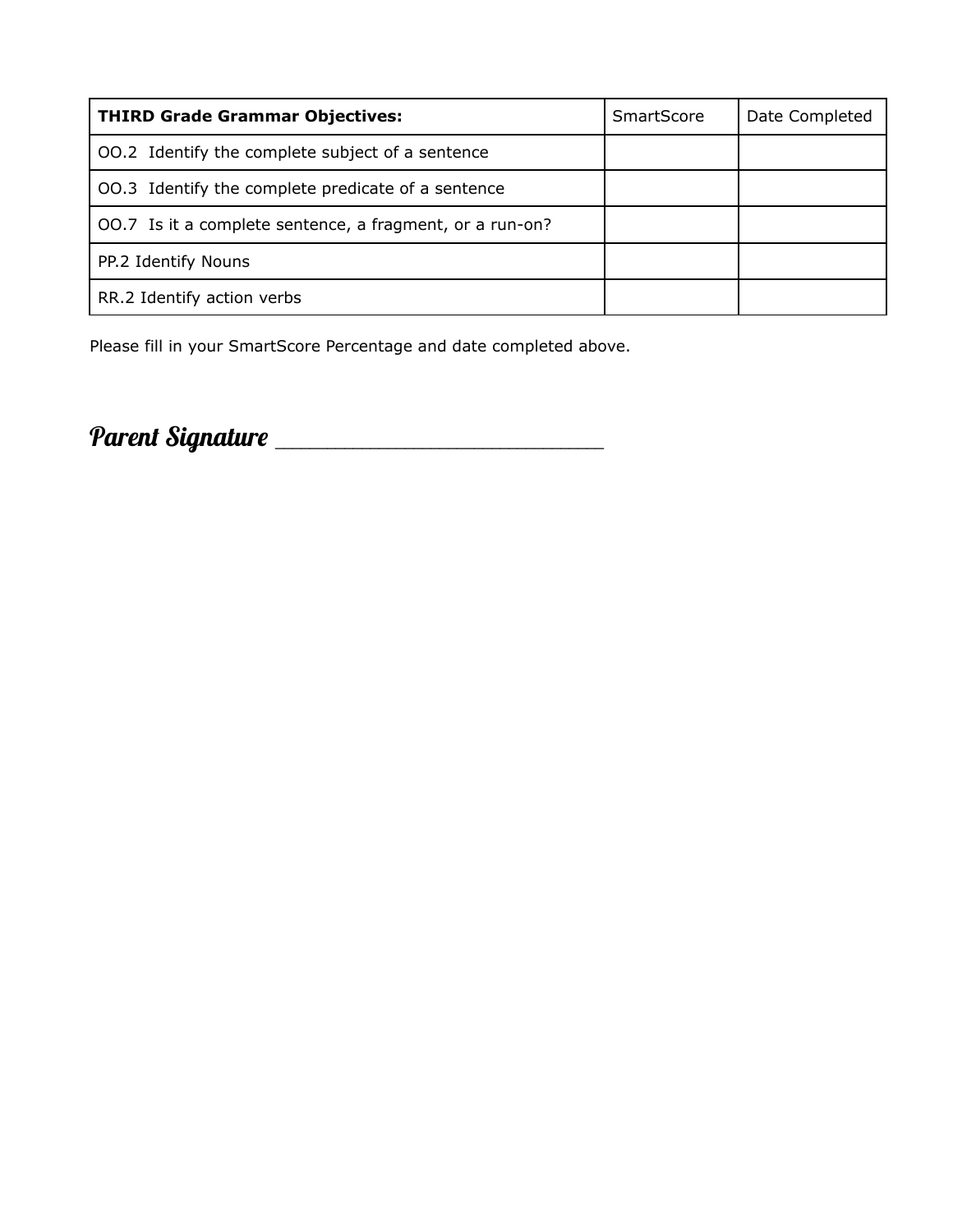| **THIRD Grade Grammar Objectives:** | SmartScore | Date Completed |
|---|---|---|
| OO.2  Identify the complete subject of a sentence | | |
| OO.3  Identify the complete predicate of a sentence | | |
| OO.7  Is it a complete sentence, a fragment, or a run-on? | | |
| PP.2 Identify Nouns | | |
| RR.2 Identify action verbs | | |

Please fill in your SmartScore Percentage and date completed above.

*Parent Signature* ___________________________